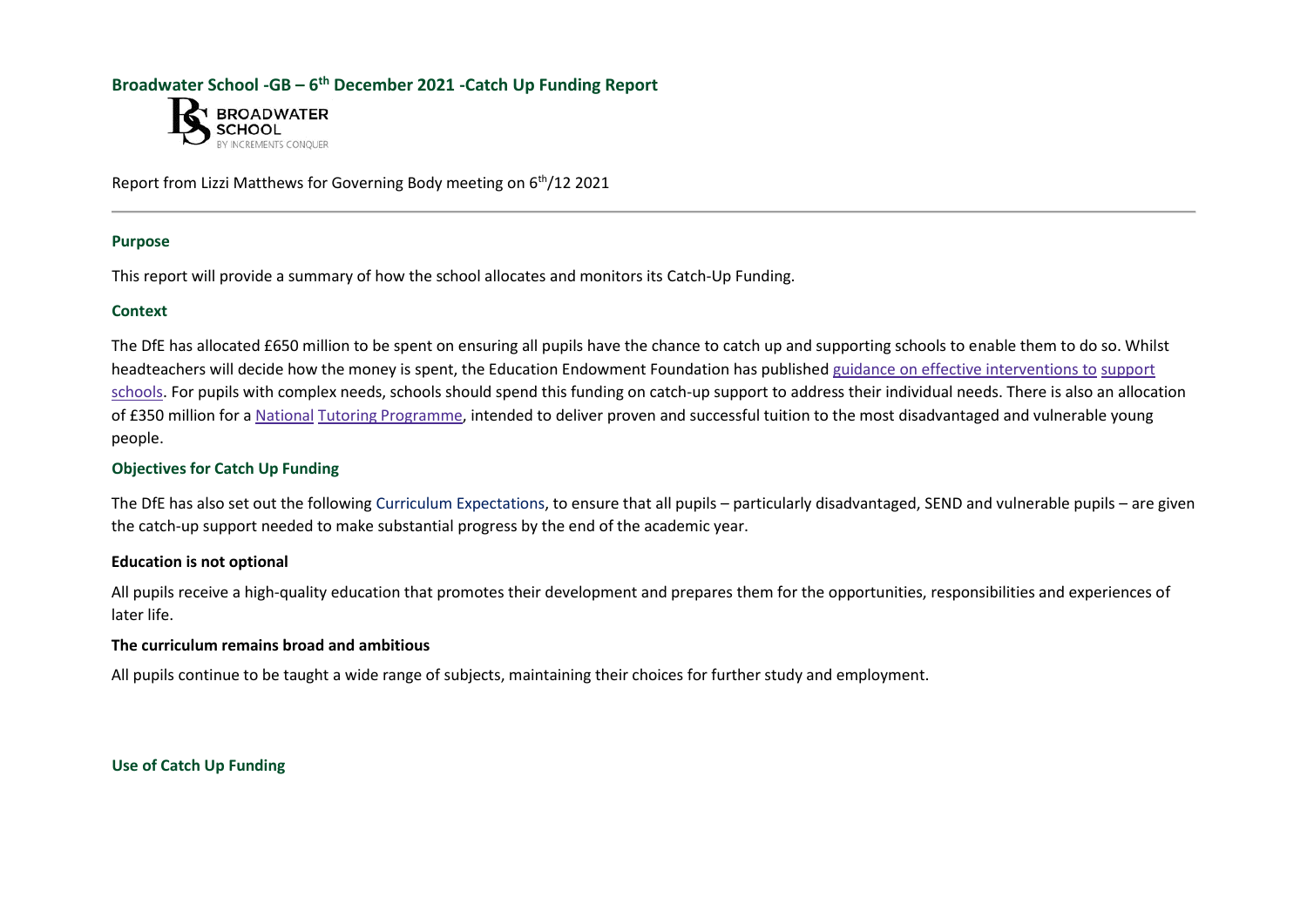# Broadwater School -GB – 6th December 2021 -Catch Up Funding Report

BROADWATER SCHOOL
BY INCREMENTS CONQUER

Report from Lizzi Matthews for Governing Body meeting on 6th/12 2021

---

## Purpose

This report will provide a summary of how the school allocates and monitors its Catch-Up Funding.

## Context

The DfE has allocated £650 million to be spent on ensuring all pupils have the chance to catch up and supporting schools to enable them to do so. Whilst headteachers will decide how the money is spent, the Education Endowment Foundation has published guidance on effective interventions to support schools. For pupils with complex needs, schools should spend this funding on catch-up support to address their individual needs. There is also an allocation of £350 million for a National Tutoring Programme, intended to deliver proven and successful tuition to the most disadvantaged and vulnerable young people.

## Objectives for Catch Up Funding

The DfE has also set out the following Curriculum Expectations, to ensure that all pupils – particularly disadvantaged, SEND and vulnerable pupils – are given the catch-up support needed to make substantial progress by the end of the academic year.

**Education is not optional**

All pupils receive a high-quality education that promotes their development and prepares them for the opportunities, responsibilities and experiences of later life.

**The curriculum remains broad and ambitious**

All pupils continue to be taught a wide range of subjects, maintaining their choices for further study and employment.

## Use of Catch Up Funding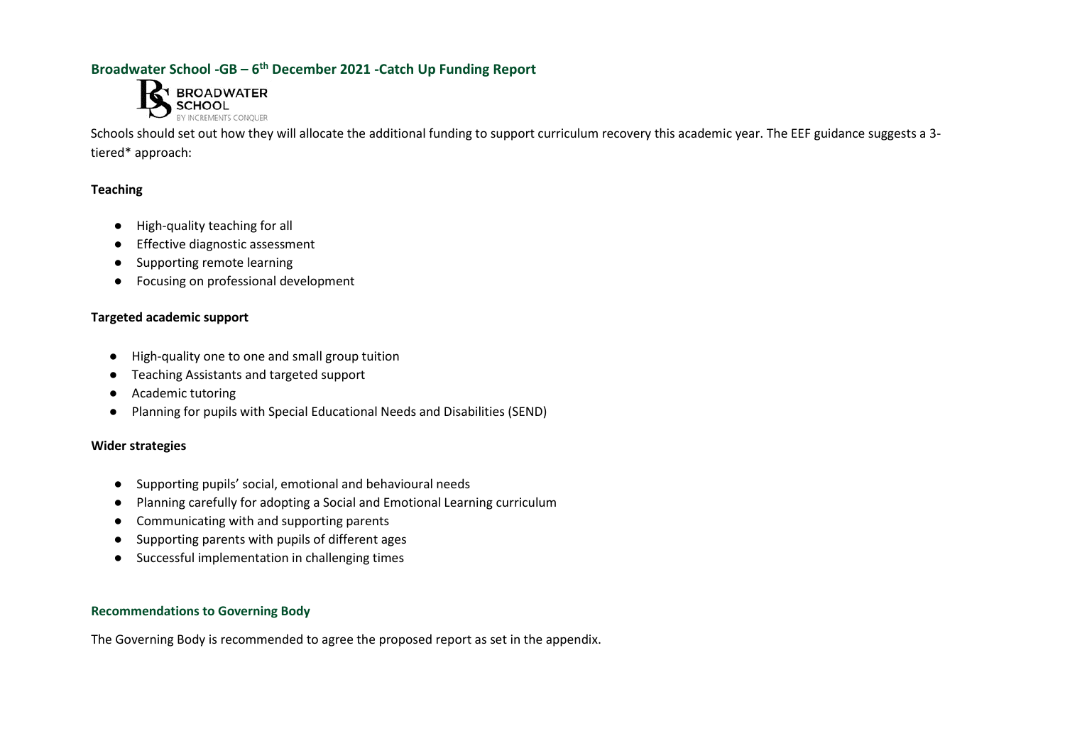## Broadwater School -GB – 6th December 2021 -Catch Up Funding Report

BROADWATER SCHOOL
BY INCREMENTS CONQUER

Schools should set out how they will allocate the additional funding to support curriculum recovery this academic year. The EEF guidance suggests a 3-tiered* approach:

**Teaching**

- High-quality teaching for all
- Effective diagnostic assessment
- Supporting remote learning
- Focusing on professional development

**Targeted academic support**

- High-quality one to one and small group tuition
- Teaching Assistants and targeted support
- Academic tutoring
- Planning for pupils with Special Educational Needs and Disabilities (SEND)

**Wider strategies**

- Supporting pupils' social, emotional and behavioural needs
- Planning carefully for adopting a Social and Emotional Learning curriculum
- Communicating with and supporting parents
- Supporting parents with pupils of different ages
- Successful implementation in challenging times

### Recommendations to Governing Body

The Governing Body is recommended to agree the proposed report as set in the appendix.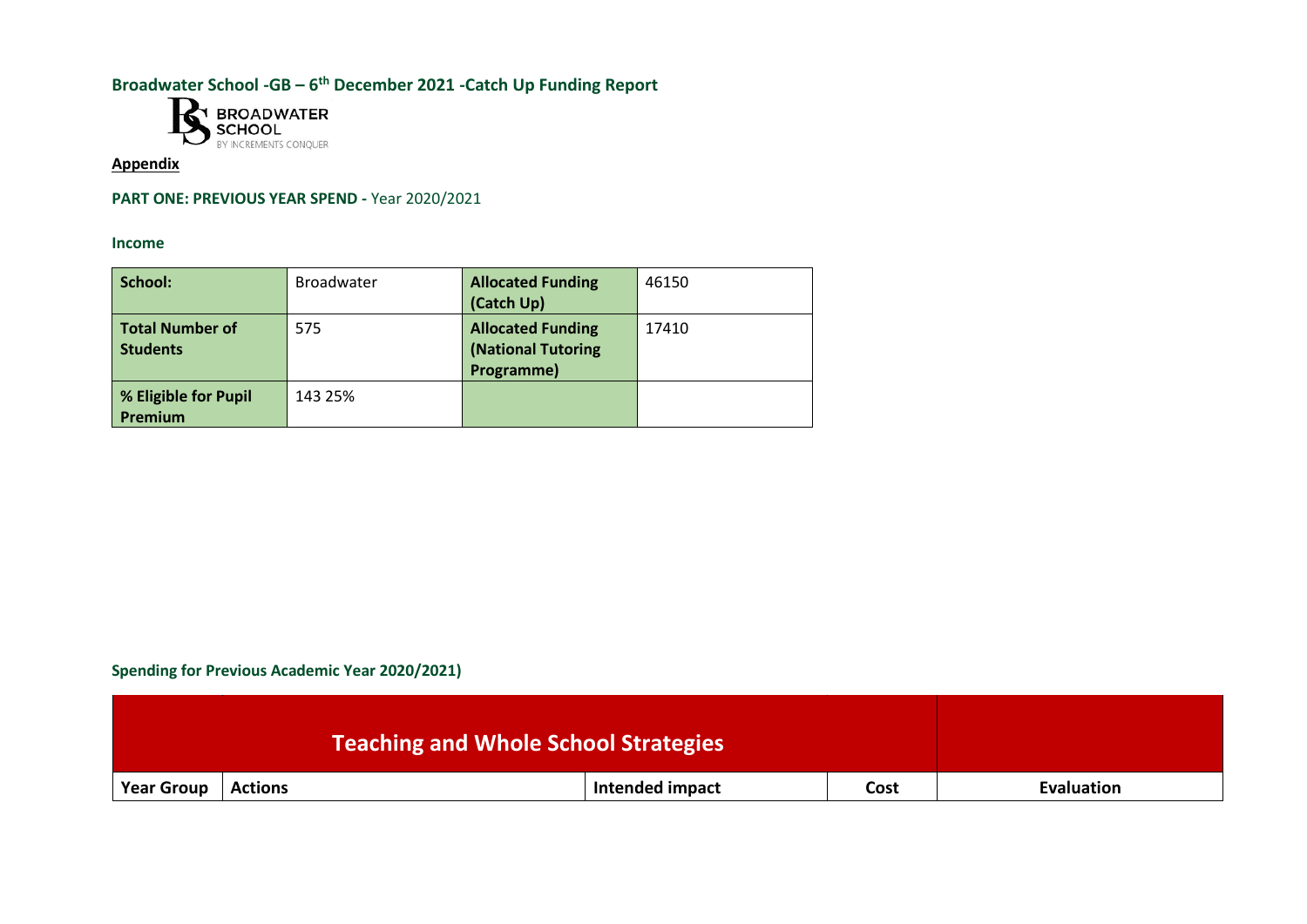**Broadwater School -GB – 6th December 2021 -Catch Up Funding Report**

BROADWATER SCHOOL
BY INCREMENTS CONQUER

**Appendix**

**PART ONE: PREVIOUS YEAR SPEND -** Year 2020/2021

**Income**

| **School:** | Broadwater | **Allocated Funding (Catch Up)** | 46150 |
|---|---|---|---|
| **Total Number of Students** | 575 | **Allocated Funding (National Tutoring Programme)** | 17410 |
| **% Eligible for Pupil Premium** | 143 25% | | |

**Spending for Previous Academic Year 2020/2021)**

| **Teaching and Whole School Strategies** | | | | |
|---|---|---|---|---|
| **Year Group** | **Actions** | **Intended impact** | **Cost** | **Evaluation** |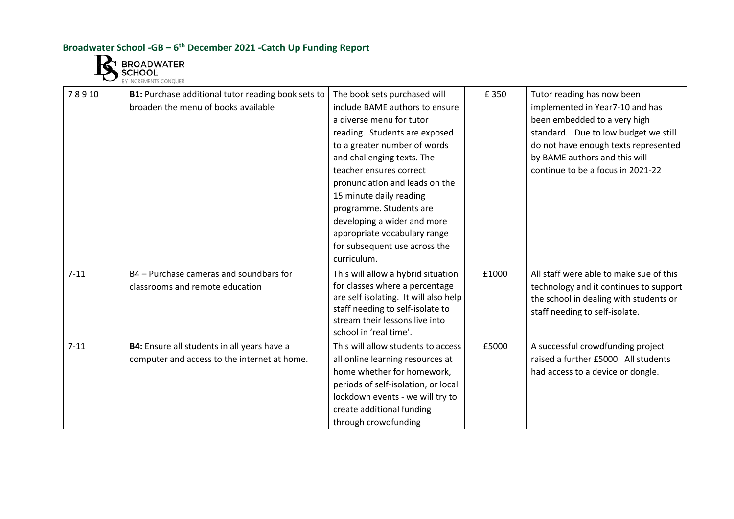## Broadwater School -GB – 6th December 2021 -Catch Up Funding Report

BROADWATER SCHOOL
BY INCREMENTS CONQUER

| | | | | |
|---|---|---|---|---|
| 7 8 9 10 | **B1:** Purchase additional tutor reading book sets to broaden the menu of books available | The book sets purchased will include BAME authors to ensure a diverse menu for tutor reading. Students are exposed to a greater number of words and challenging texts. The teacher ensures correct pronunciation and leads on the 15 minute daily reading programme. Students are developing a wider and more appropriate vocabulary range for subsequent use across the curriculum. | £ 350 | Tutor reading has now been implemented in Year7-10 and has been embedded to a very high standard. Due to low budget we still do not have enough texts represented by BAME authors and this will continue to be a focus in 2021-22 |
| 7-11 | B4 – Purchase cameras and soundbars for classrooms and remote education | This will allow a hybrid situation for classes where a percentage are self isolating. It will also help staff needing to self-isolate to stream their lessons live into school in 'real time'. | £1000 | All staff were able to make sue of this technology and it continues to support the school in dealing with students or staff needing to self-isolate. |
| 7-11 | **B4:** Ensure all students in all years have a computer and access to the internet at home. | This will allow students to access all online learning resources at home whether for homework, periods of self-isolation, or local lockdown events - we will try to create additional funding through crowdfunding | £5000 | A successful crowdfunding project raised a further £5000. All students had access to a device or dongle. |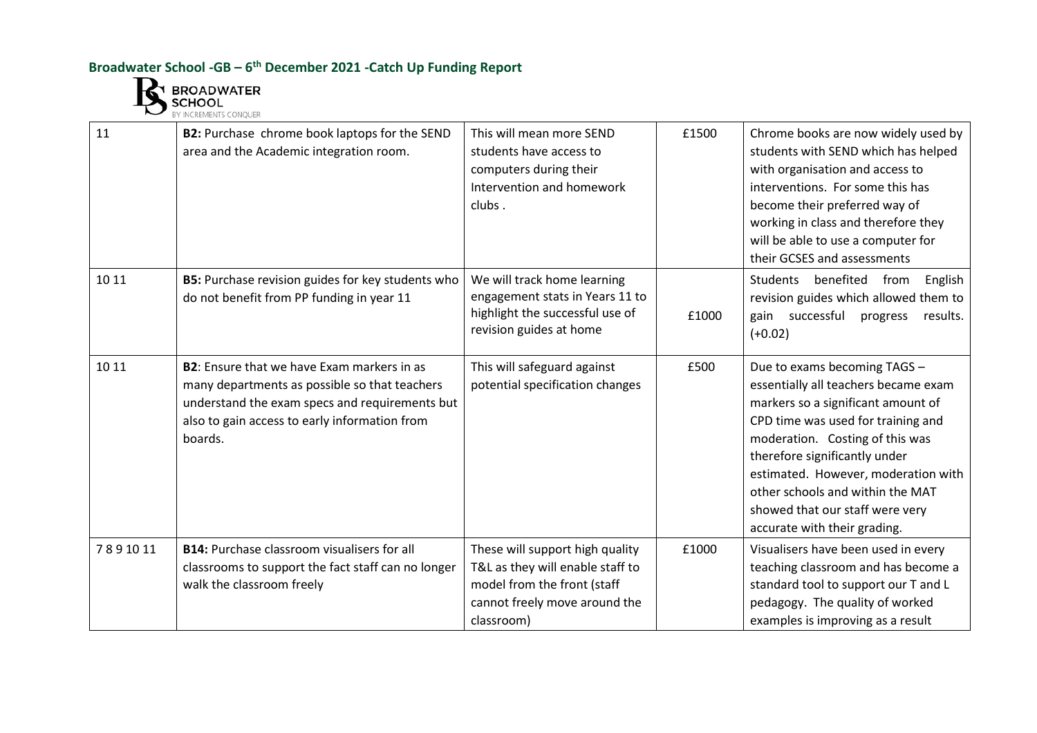## Broadwater School -GB – 6th December 2021 -Catch Up Funding Report

BROADWATER SCHOOL BY INCREMENTS CONQUER

| | | | | |
|---|---|---|---|---|
| 11 | **B2:** Purchase chrome book laptops for the SEND area and the Academic integration room. | This will mean more SEND students have access to computers during their Intervention and homework clubs . | £1500 | Chrome books are now widely used by students with SEND which has helped with organisation and access to interventions. For some this has become their preferred way of working in class and therefore they will be able to use a computer for their GCSES and assessments |
| 10 11 | **B5:** Purchase revision guides for key students who do not benefit from PP funding in year 11 | We will track home learning engagement stats in Years 11 to highlight the successful use of revision guides at home | £1000 | Students benefited from English revision guides which allowed them to gain successful progress results. (+0.02) |
| 10 11 | **B2**: Ensure that we have Exam markers in as many departments as possible so that teachers understand the exam specs and requirements but also to gain access to early information from boards. | This will safeguard against potential specification changes | £500 | Due to exams becoming TAGS – essentially all teachers became exam markers so a significant amount of CPD time was used for training and moderation. Costing of this was therefore significantly under estimated. However, moderation with other schools and within the MAT showed that our staff were very accurate with their grading. |
| 7 8 9 10 11 | **B14:** Purchase classroom visualisers for all classrooms to support the fact staff can no longer walk the classroom freely | These will support high quality T&L as they will enable staff to model from the front (staff cannot freely move around the classroom) | £1000 | Visualisers have been used in every teaching classroom and has become a standard tool to support our T and L pedagogy. The quality of worked examples is improving as a result |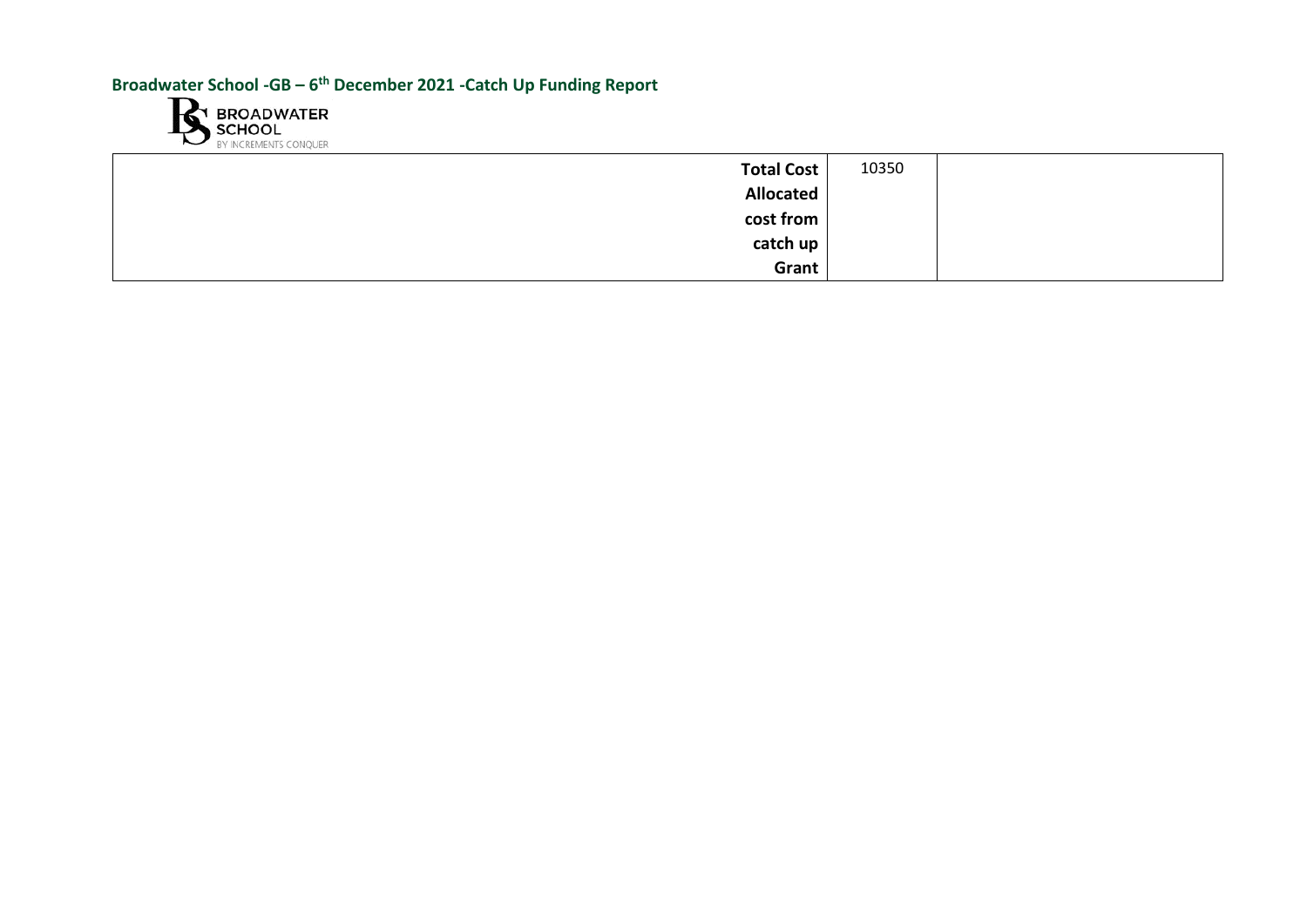| | | |
|---|---|---|
| **Total Cost Allocated cost from catch up Grant** | 10350 | |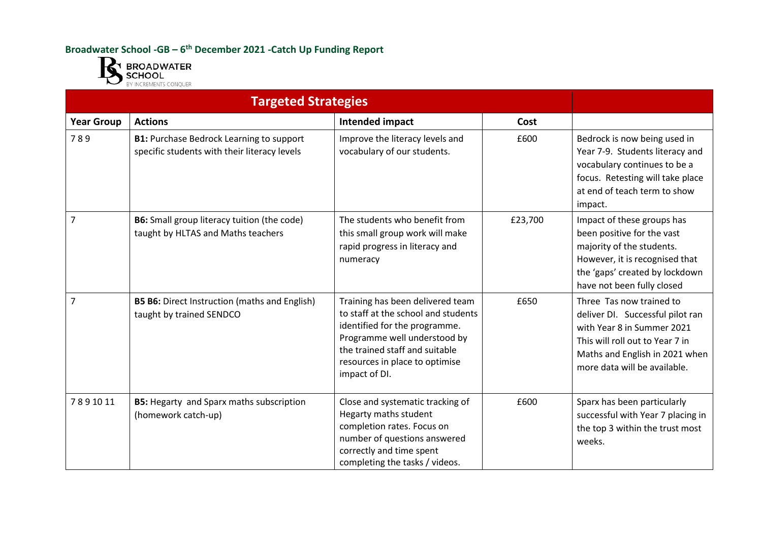**Broadwater School -GB – 6th December 2021 -Catch Up Funding Report**

BROADWATER SCHOOL
BY INCREMENTS CONQUER

| Targeted Strategies | | | | |
|---|---|---|---|---|
| **Year Group** | **Actions** | **Intended impact** | **Cost** | |
| 7 8 9 | **B1:** Purchase Bedrock Learning to support specific students with their literacy levels | Improve the literacy levels and vocabulary of our students. | £600 | Bedrock is now being used in Year 7-9. Students literacy and vocabulary continues to be a focus. Retesting will take place at end of teach term to show impact. |
| 7 | **B6:** Small group literacy tuition (the code) taught by HLTAS and Maths teachers | The students who benefit from this small group work will make rapid progress in literacy and numeracy | £23,700 | Impact of these groups has been positive for the vast majority of the students. However, it is recognised that the 'gaps' created by lockdown have not been fully closed |
| 7 | **B5 B6:** Direct Instruction (maths and English) taught by trained SENDCO | Training has been delivered team to staff at the school and students identified for the programme. Programme well understood by the trained staff and suitable resources in place to optimise impact of DI. | £650 | Three Tas now trained to deliver DI. Successful pilot ran with Year 8 in Summer 2021 This will roll out to Year 7 in Maths and English in 2021 when more data will be available. |
| 7 8 9 10 11 | **B5:** Hegarty and Sparx maths subscription (homework catch-up) | Close and systematic tracking of Hegarty maths student completion rates. Focus on number of questions answered correctly and time spent completing the tasks / videos. | £600 | Sparx has been particularly successful with Year 7 placing in the top 3 within the trust most weeks. |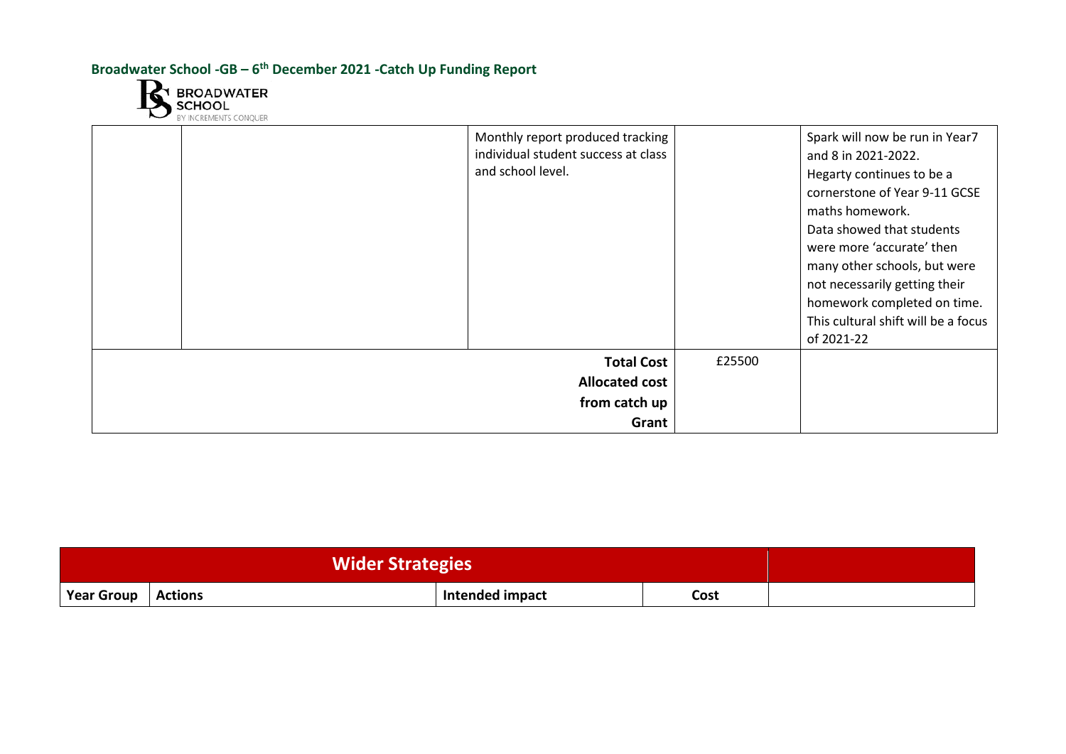**Broadwater School -GB – 6th December 2021 -Catch Up Funding Report**

| | | | | |
|---|---|---|---|---|
| | | Monthly report produced tracking individual student success at class and school level. | | Spark will now be run in Year7 and 8 in 2021-2022.<br>Hegarty continues to be a cornerstone of Year 9-11 GCSE maths homework.<br>Data showed that students were more 'accurate' then many other schools, but were not necessarily getting their homework completed on time. This cultural shift will be a focus of 2021-22 |
| | | **Total Cost Allocated cost from catch up Grant** | £25500 | |

| Wider Strategies | | | | |
|---|---|---|---|---|
| **Year Group** | **Actions** | **Intended impact** | **Cost** | |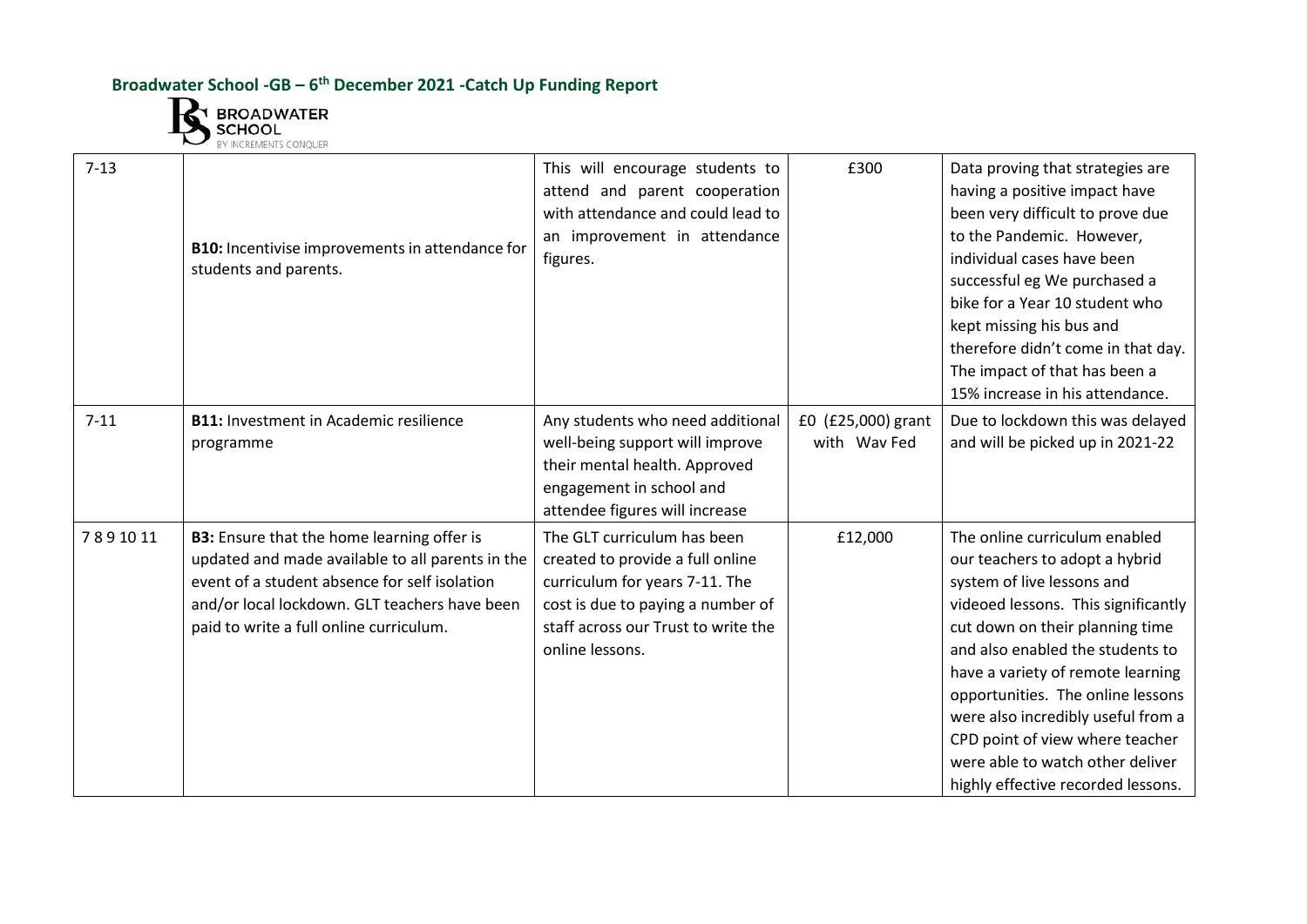**Broadwater School -GB – 6th December 2021 -Catch Up Funding Report**

BROADWATER SCHOOL
BY INCREMENTS CONQUER

| | | | | |
|---|---|---|---|---|
| 7-13 | **B10:** Incentivise improvements in attendance for students and parents. | This will encourage students to attend and parent cooperation with attendance and could lead to an improvement in attendance figures. | £300 | Data proving that strategies are having a positive impact have been very difficult to prove due to the Pandemic. However, individual cases have been successful eg We purchased a bike for a Year 10 student who kept missing his bus and therefore didn't come in that day. The impact of that has been a 15% increase in his attendance. |
| 7-11 | **B11:** Investment in Academic resilience programme | Any students who need additional well-being support will improve their mental health. Approved engagement in school and attendee figures will increase | £0 (£25,000) grant with Wav Fed | Due to lockdown this was delayed and will be picked up in 2021-22 |
| 7 8 9 10 11 | **B3:** Ensure that the home learning offer is updated and made available to all parents in the event of a student absence for self isolation and/or local lockdown. GLT teachers have been paid to write a full online curriculum. | The GLT curriculum has been created to provide a full online curriculum for years 7-11. The cost is due to paying a number of staff across our Trust to write the online lessons. | £12,000 | The online curriculum enabled our teachers to adopt a hybrid system of live lessons and videoed lessons. This significantly cut down on their planning time and also enabled the students to have a variety of remote learning opportunities. The online lessons were also incredibly useful from a CPD point of view where teacher were able to watch other deliver highly effective recorded lessons. |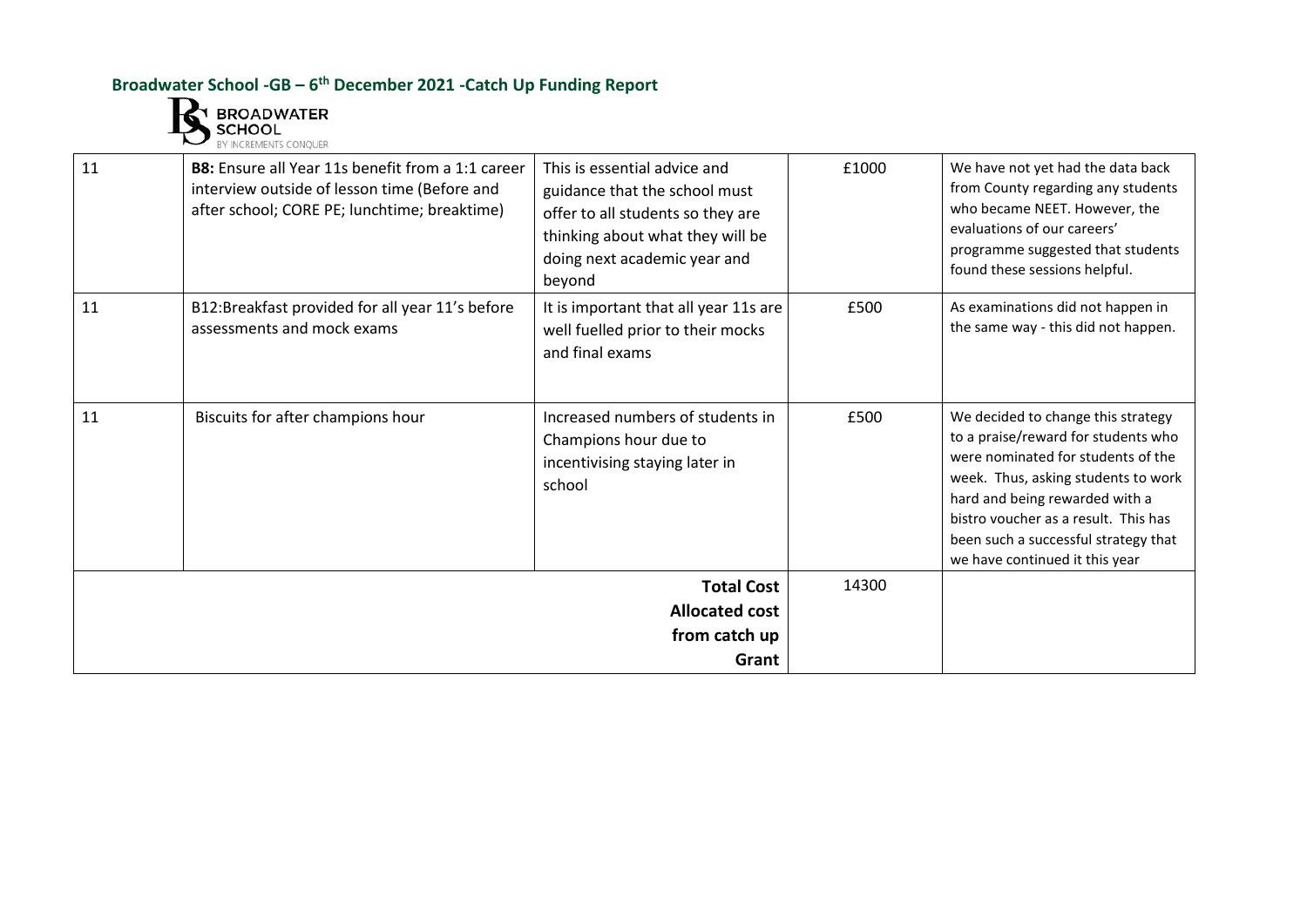**Broadwater School -GB – 6th December 2021 -Catch Up Funding Report**

BROADWATER SCHOOL
BY INCREMENTS CONQUER

| | | | | |
|---|---|---|---|---|
| 11 | **B8:** Ensure all Year 11s benefit from a 1:1 career interview outside of lesson time (Before and after school; CORE PE; lunchtime; breaktime) | This is essential advice and guidance that the school must offer to all students so they are thinking about what they will be doing next academic year and beyond | £1000 | We have not yet had the data back from County regarding any students who became NEET. However, the evaluations of our careers' programme suggested that students found these sessions helpful. |
| 11 | B12:Breakfast provided for all year 11's before assessments and mock exams | It is important that all year 11s are well fuelled prior to their mocks and final exams | £500 | As examinations did not happen in the same way - this did not happen. |
| 11 | Biscuits for after champions hour | Increased numbers of students in Champions hour due to incentivising staying later in school | £500 | We decided to change this strategy to a praise/reward for students who were nominated for students of the week. Thus, asking students to work hard and being rewarded with a bistro voucher as a result. This has been such a successful strategy that we have continued it this year |
| | | **Total Cost Allocated cost from catch up Grant** | 14300 | |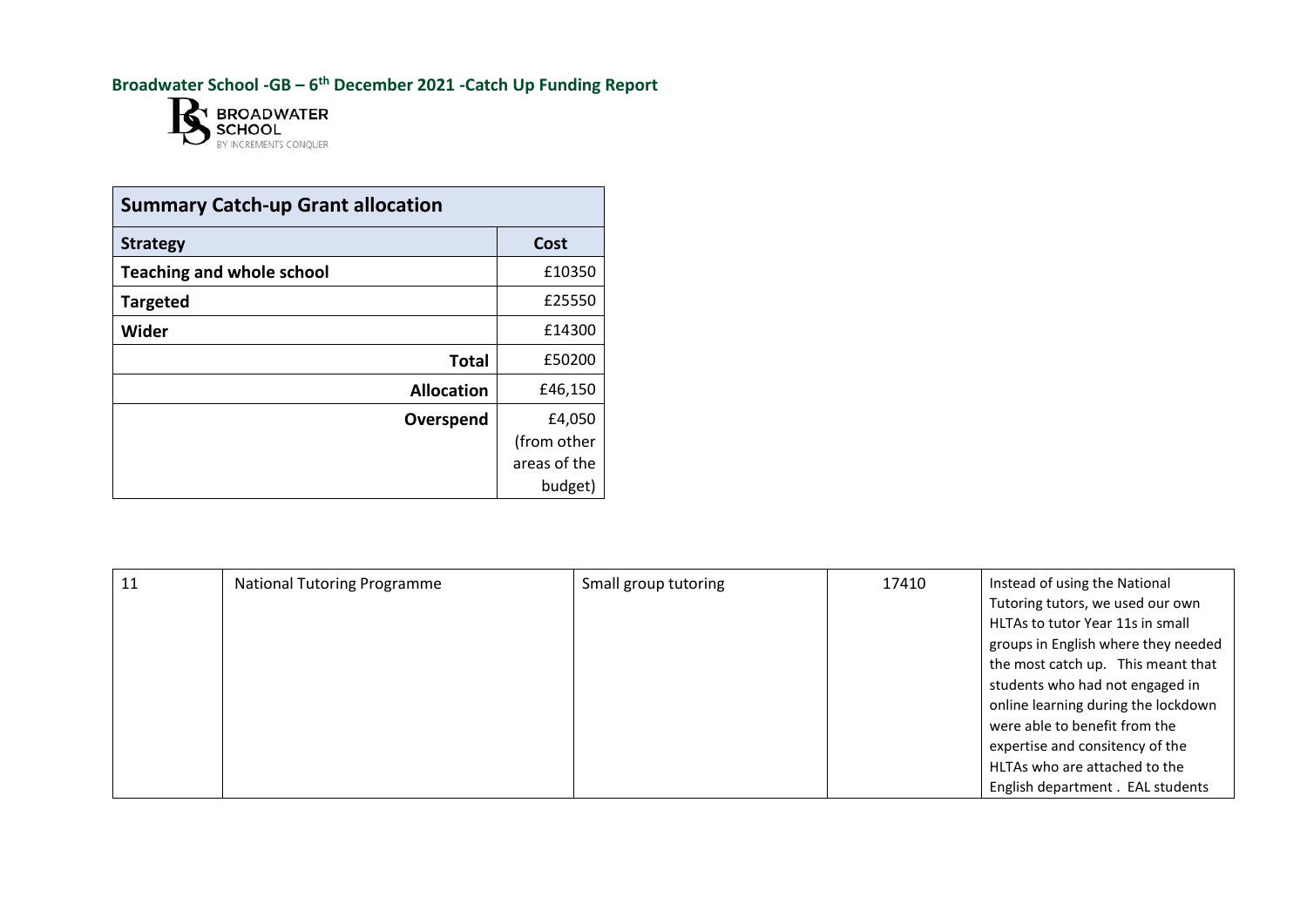**Broadwater School -GB – 6th December 2021 -Catch Up Funding Report**

BROADWATER SCHOOL
BY INCREMENTS CONQUER

| **Summary Catch-up Grant allocation** | |
|---|---|
| **Strategy** | **Cost** |
| **Teaching and whole school** | £10350 |
| **Targeted** | £25550 |
| **Wider** | £14300 |
| **Total** | £50200 |
| **Allocation** | £46,150 |
| **Overspend** | £4,050 (from other areas of the budget) |

| | | | | |
|---|---|---|---|---|
| 11 | National Tutoring Programme | Small group tutoring | 17410 | Instead of using the National Tutoring tutors, we used our own HLTAs to tutor Year 11s in small groups in English where they needed the most catch up. This meant that students who had not engaged in online learning during the lockdown were able to benefit from the expertise and consitency of the HLTAs who are attached to the English department . EAL students |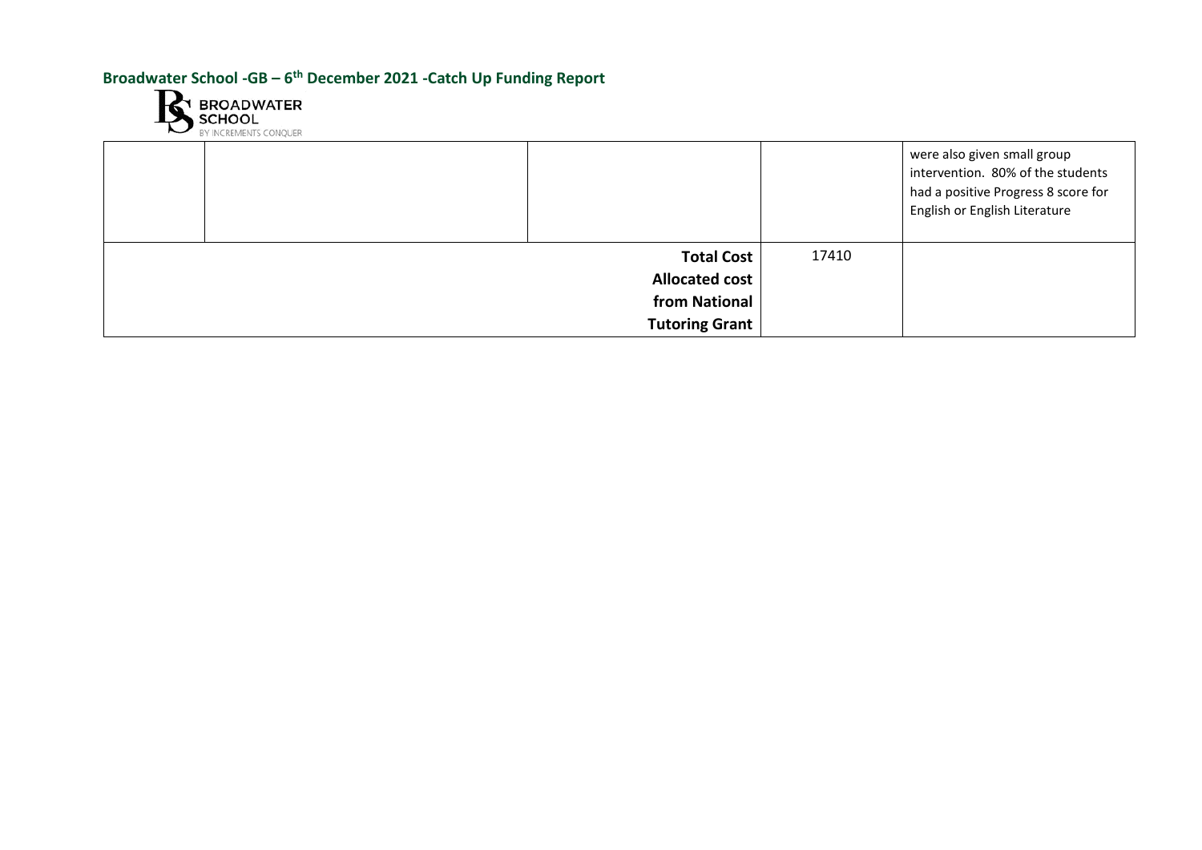| | | | | |
|---|---|---|---|---|
| | | | | were also given small group intervention. 80% of the students had a positive Progress 8 score for English or English Literature |
| | | **Total Cost Allocated cost from National Tutoring Grant** | 17410 | |